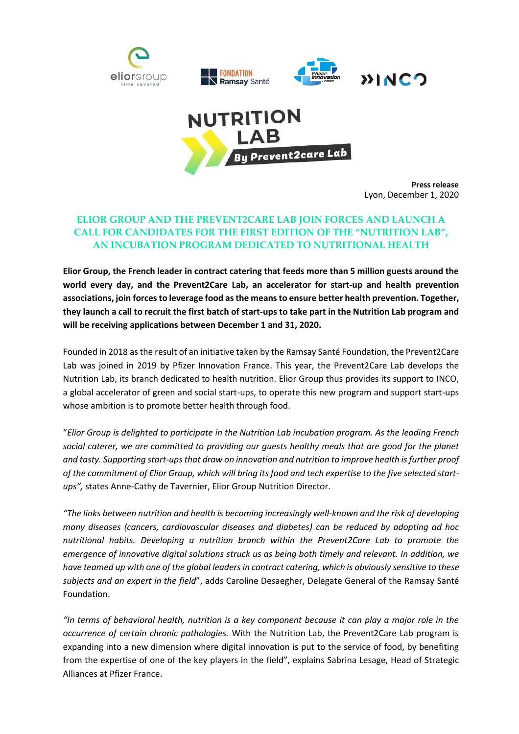**Press release**
Lyon, December 1, 2020

# ELIOR GROUP AND THE PREVENT2CARE LAB JOIN FORCES AND LAUNCH A CALL FOR CANDIDATES FOR THE FIRST EDITION OF THE "NUTRITION LAB", AN INCUBATION PROGRAM DEDICATED TO NUTRITIONAL HEALTH

**Elior Group, the French leader in contract catering that feeds more than 5 million guests around the world every day, and the Prevent2Care Lab, an accelerator for start-up and health prevention associations, join forces to leverage food as the means to ensure better health prevention. Together, they launch a call to recruit the first batch of start-ups to take part in the Nutrition Lab program and will be receiving applications between December 1 and 31, 2020.**

Founded in 2018 as the result of an initiative taken by the Ramsay Santé Foundation, the Prevent2Care Lab was joined in 2019 by Pfizer Innovation France. This year, the Prevent2Care Lab develops the Nutrition Lab, its branch dedicated to health nutrition. Elior Group thus provides its support to INCO, a global accelerator of green and social start-ups, to operate this new program and support start-ups whose ambition is to promote better health through food.

"*Elior Group is delighted to participate in the Nutrition Lab incubation program. As the leading French social caterer, we are committed to providing our guests healthy meals that are good for the planet and tasty. Supporting start-ups that draw on innovation and nutrition to improve health is further proof of the commitment of Elior Group, which will bring its food and tech expertise to the five selected start-ups",* states Anne-Cathy de Tavernier, Elior Group Nutrition Director.

*"The links between nutrition and health is becoming increasingly well-known and the risk of developing many diseases (cancers, cardiovascular diseases and diabetes) can be reduced by adopting ad hoc nutritional habits. Developing a nutrition branch within the Prevent2Care Lab to promote the emergence of innovative digital solutions struck us as being both timely and relevant. In addition, we have teamed up with one of the global leaders in contract catering, which is obviously sensitive to these subjects and an expert in the field*", adds Caroline Desaegher, Delegate General of the Ramsay Santé Foundation.

*"In terms of behavioral health, nutrition is a key component because it can play a major role in the occurrence of certain chronic pathologies.* With the Nutrition Lab, the Prevent2Care Lab program is expanding into a new dimension where digital innovation is put to the service of food, by benefiting from the expertise of one of the key players in the field", explains Sabrina Lesage, Head of Strategic Alliances at Pfizer France.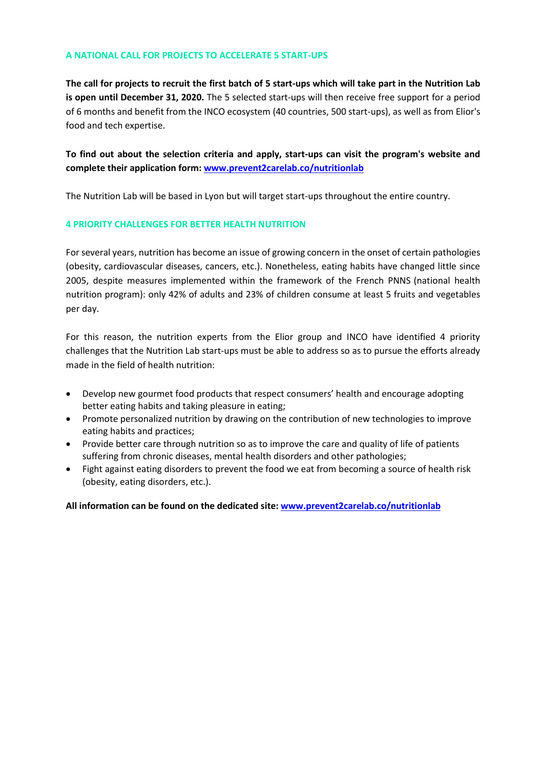## A NATIONAL CALL FOR PROJECTS TO ACCELERATE 5 START-UPS

**The call for projects to recruit the first batch of 5 start-ups which will take part in the Nutrition Lab is open until December 31, 2020.** The 5 selected start-ups will then receive free support for a period of 6 months and benefit from the INCO ecosystem (40 countries, 500 start-ups), as well as from Elior's food and tech expertise.

**To find out about the selection criteria and apply, start-ups can visit the program's website and complete their application form: [www.prevent2carelab.co/nutritionlab](www.prevent2carelab.co/nutritionlab)**

The Nutrition Lab will be based in Lyon but will target start-ups throughout the entire country.

## 4 PRIORITY CHALLENGES FOR BETTER HEALTH NUTRITION

For several years, nutrition has become an issue of growing concern in the onset of certain pathologies (obesity, cardiovascular diseases, cancers, etc.). Nonetheless, eating habits have changed little since 2005, despite measures implemented within the framework of the French PNNS (national health nutrition program): only 42% of adults and 23% of children consume at least 5 fruits and vegetables per day.

For this reason, the nutrition experts from the Elior group and INCO have identified 4 priority challenges that the Nutrition Lab start-ups must be able to address so as to pursue the efforts already made in the field of health nutrition:

- Develop new gourmet food products that respect consumers' health and encourage adopting better eating habits and taking pleasure in eating;
- Promote personalized nutrition by drawing on the contribution of new technologies to improve eating habits and practices;
- Provide better care through nutrition so as to improve the care and quality of life of patients suffering from chronic diseases, mental health disorders and other pathologies;
- Fight against eating disorders to prevent the food we eat from becoming a source of health risk (obesity, eating disorders, etc.).

**All information can be found on the dedicated site: [www.prevent2carelab.co/nutritionlab](www.prevent2carelab.co/nutritionlab)**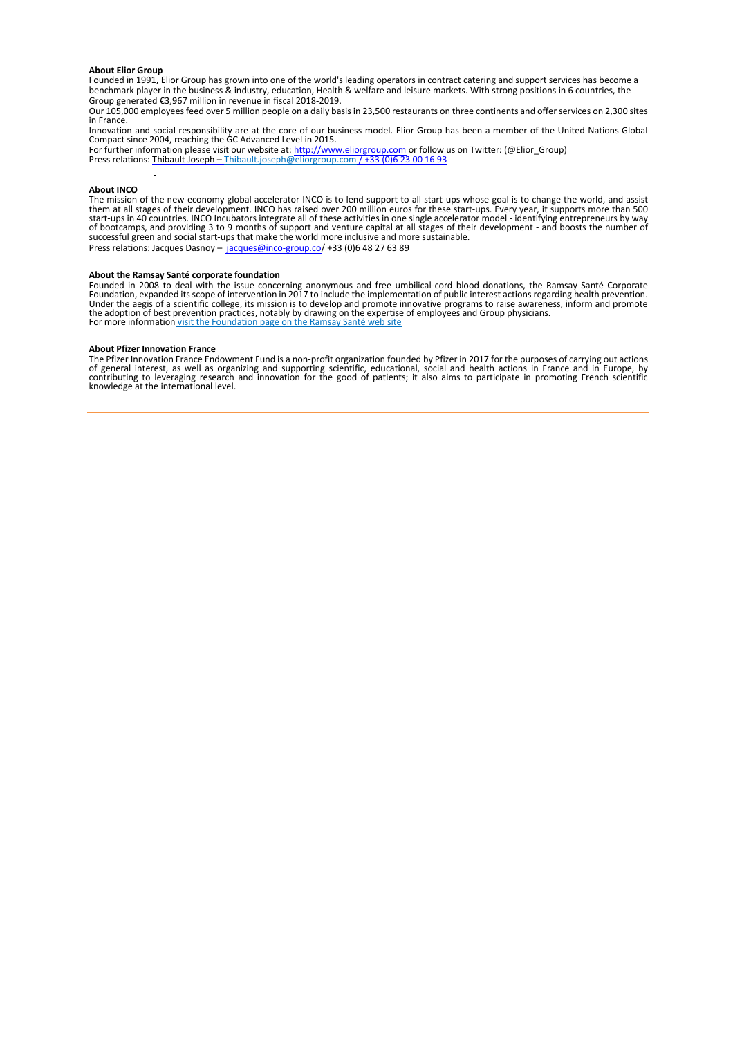**About Elior Group**

Founded in 1991, Elior Group has grown into one of the world's leading operators in contract catering and support services has become a benchmark player in the business & industry, education, Health & welfare and leisure markets. With strong positions in 6 countries, the Group generated €3,967 million in revenue in fiscal 2018-2019.

Our 105,000 employees feed over 5 million people on a daily basis in 23,500 restaurants on three continents and offer services on 2,300 sites in France.

Innovation and social responsibility are at the core of our business model. Elior Group has been a member of the United Nations Global Compact since 2004, reaching the GC Advanced Level in 2015.

For further information please visit our website at: http://www.eliorgroup.com or follow us on Twitter: (@Elior_Group)

Press relations: Thibault Joseph – Thibault.joseph@eliorgroup.com / +33 (0)6 23 00 16 93

**About INCO**

The mission of the new-economy global accelerator INCO is to lend support to all start-ups whose goal is to change the world, and assist them at all stages of their development. INCO has raised over 200 million euros for these start-ups. Every year, it supports more than 500 start-ups in 40 countries. INCO Incubators integrate all of these activities in one single accelerator model - identifying entrepreneurs by way of bootcamps, and providing 3 to 9 months of support and venture capital at all stages of their development - and boosts the number of successful green and social start-ups that make the world more inclusive and more sustainable.

Press relations: Jacques Dasnoy – jacques@inco-group.co/ +33 (0)6 48 27 63 89

**About the Ramsay Santé corporate foundation**

Founded in 2008 to deal with the issue concerning anonymous and free umbilical-cord blood donations, the Ramsay Santé Corporate Foundation, expanded its scope of intervention in 2017 to include the implementation of public interest actions regarding health prevention. Under the aegis of a scientific college, its mission is to develop and promote innovative programs to raise awareness, inform and promote the adoption of best prevention practices, notably by drawing on the expertise of employees and Group physicians.

For more information visit the Foundation page on the Ramsay Santé web site

**About Pfizer Innovation France**

The Pfizer Innovation France Endowment Fund is a non-profit organization founded by Pfizer in 2017 for the purposes of carrying out actions of general interest, as well as organizing and supporting scientific, educational, social and health actions in France and in Europe, by contributing to leveraging research and innovation for the good of patients; it also aims to participate in promoting French scientific knowledge at the international level.